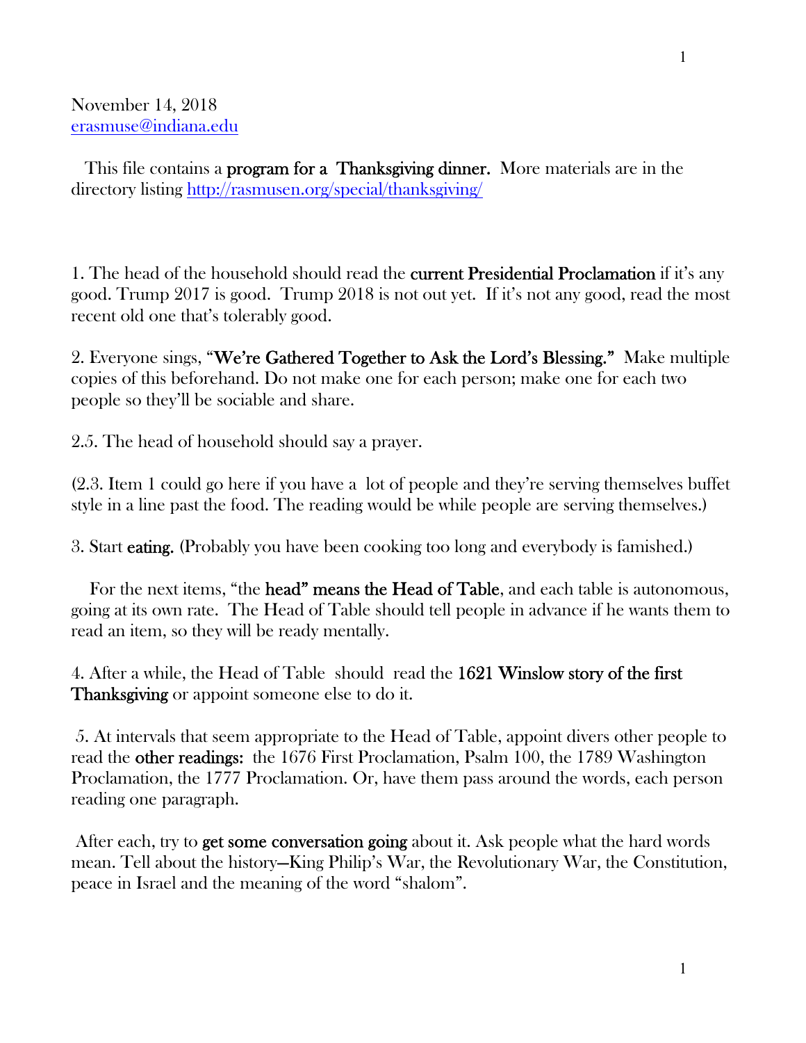November 14, 2018
[erasmuse@indiana.edu](mailto:erasmuse@indiana.edu)

This file contains a **program for a Thanksgiving dinner.** More materials are in the directory listing [http://rasmusen.org/special/thanksgiving/](http://rasmusen.org/special/thanksgiving/)

1. The head of the household should read the **current Presidential Proclamation** if it's any good. Trump 2017 is good. Trump 2018 is not out yet. If it's not any good, read the most recent old one that's tolerably good.

2. Everyone sings, **"We're Gathered Together to Ask the Lord's Blessing."** Make multiple copies of this beforehand. Do not make one for each person; make one for each two people so they'll be sociable and share.

2.5. The head of household should say a prayer.

(2.3. Item 1 could go here if you have a lot of people and they're serving themselves buffet style in a line past the food. The reading would be while people are serving themselves.)

3. Start **eating.** (Probably you have been cooking too long and everybody is famished.)

For the next items, "the **head" means the Head of Table**, and each table is autonomous, going at its own rate. The Head of Table should tell people in advance if he wants them to read an item, so they will be ready mentally.

4. After a while, the Head of Table should read the **1621 Winslow story of the first Thanksgiving** or appoint someone else to do it.

5. At intervals that seem appropriate to the Head of Table, appoint divers other people to read the **other readings:** the 1676 First Proclamation, Psalm 100, the 1789 Washington Proclamation, the 1777 Proclamation. Or, have them pass around the words, each person reading one paragraph.

After each, try to **get some conversation going** about it. Ask people what the hard words mean. Tell about the history—King Philip's War, the Revolutionary War, the Constitution, peace in Israel and the meaning of the word "shalom".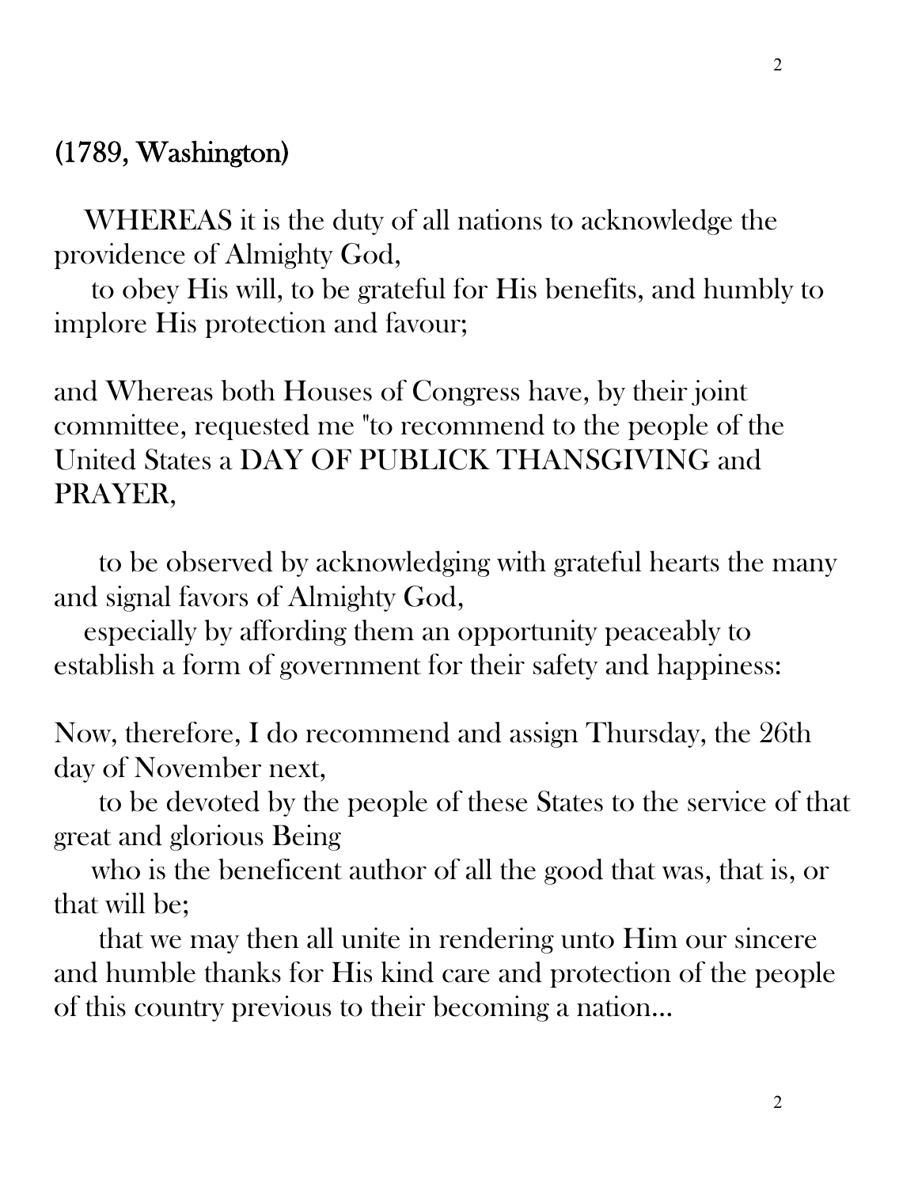## (1789, Washington)

WHEREAS it is the duty of all nations to acknowledge the providence of Almighty God,

to obey His will, to be grateful for His benefits, and humbly to implore His protection and favour;

and Whereas both Houses of Congress have, by their joint committee, requested me "to recommend to the people of the United States a DAY OF PUBLICK THANSGIVING and PRAYER,

to be observed by acknowledging with grateful hearts the many and signal favors of Almighty God,

especially by affording them an opportunity peaceably to establish a form of government for their safety and happiness:

Now, therefore, I do recommend and assign Thursday, the 26th day of November next,

to be devoted by the people of these States to the service of that great and glorious Being

who is the beneficent author of all the good that was, that is, or that will be;

that we may then all unite in rendering unto Him our sincere and humble thanks for His kind care and protection of the people of this country previous to their becoming a nation...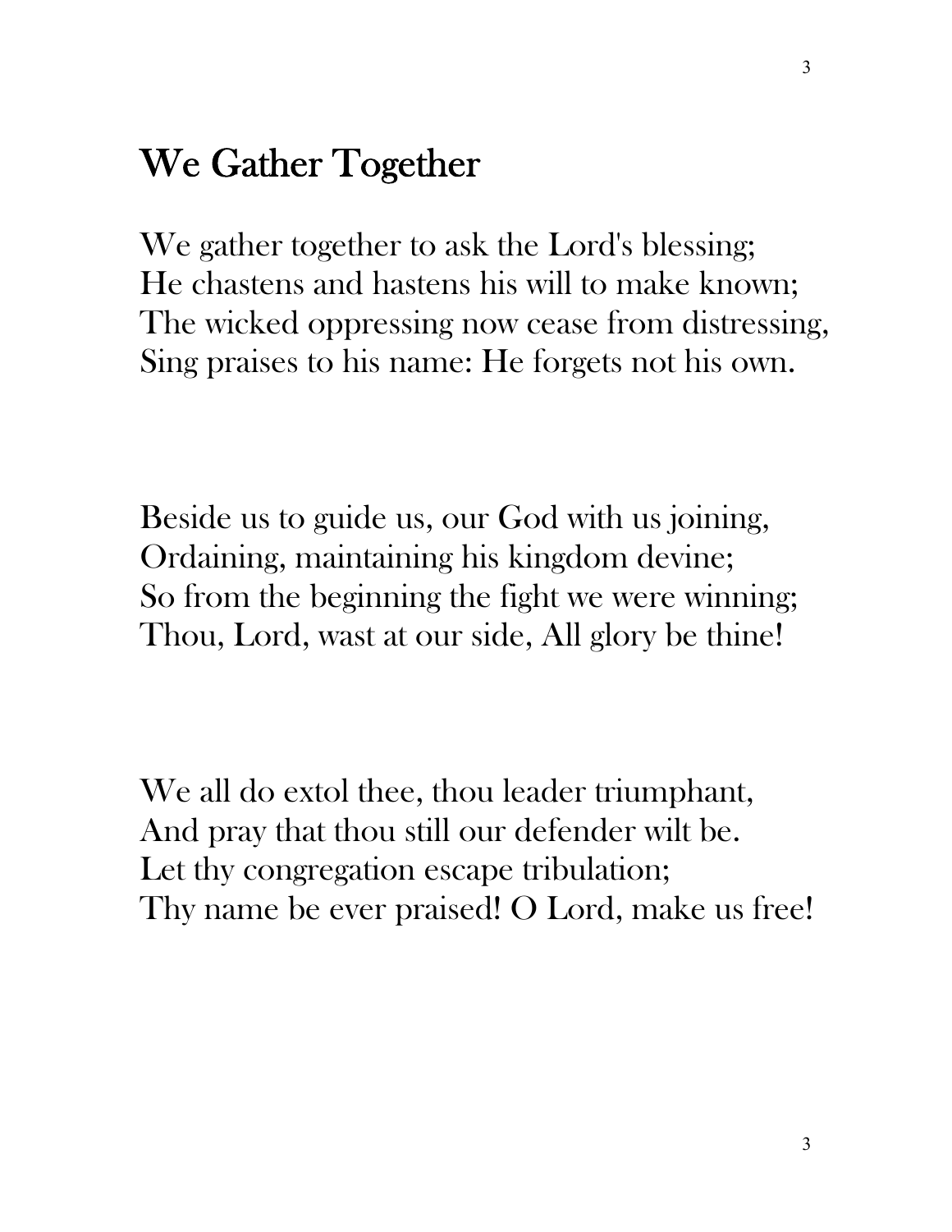# We Gather Together

We gather together to ask the Lord's blessing;  
He chastens and hastens his will to make known;  
The wicked oppressing now cease from distressing,  
Sing praises to his name: He forgets not his own.

Beside us to guide us, our God with us joining,  
Ordaining, maintaining his kingdom devine;  
So from the beginning the fight we were winning;  
Thou, Lord, wast at our side, All glory be thine!

We all do extol thee, thou leader triumphant,  
And pray that thou still our defender wilt be.  
Let thy congregation escape tribulation;  
Thy name be ever praised! O Lord, make us free!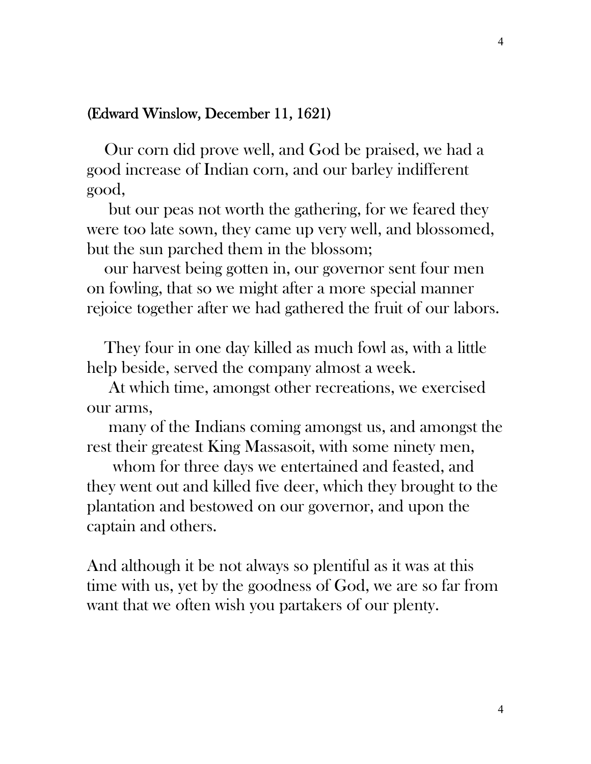**(Edward Winslow, December 11, 1621)**

Our corn did prove well, and God be praised, we had a good increase of Indian corn, and our barley indifferent good,

but our peas not worth the gathering, for we feared they were too late sown, they came up very well, and blossomed, but the sun parched them in the blossom;

our harvest being gotten in, our governor sent four men on fowling, that so we might after a more special manner rejoice together after we had gathered the fruit of our labors.

They four in one day killed as much fowl as, with a little help beside, served the company almost a week.

At which time, amongst other recreations, we exercised our arms,

many of the Indians coming amongst us, and amongst the rest their greatest King Massasoit, with some ninety men,

whom for three days we entertained and feasted, and they went out and killed five deer, which they brought to the plantation and bestowed on our governor, and upon the captain and others.

And although it be not always so plentiful as it was at this time with us, yet by the goodness of God, we are so far from want that we often wish you partakers of our plenty.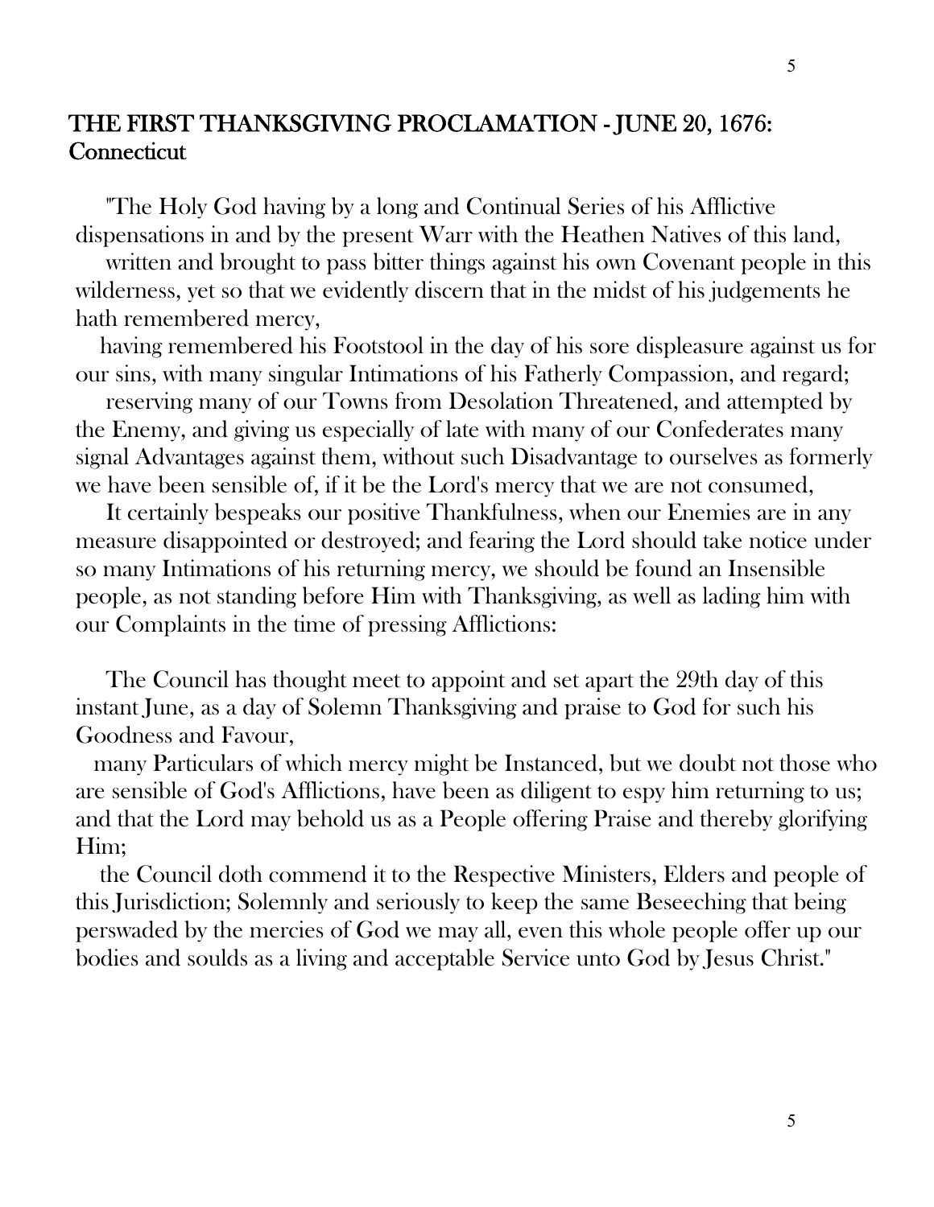## THE FIRST THANKSGIVING PROCLAMATION - JUNE 20, 1676: Connecticut

"The Holy God having by a long and Continual Series of his Afflictive dispensations in and by the present Warr with the Heathen Natives of this land,

written and brought to pass bitter things against his own Covenant people in this wilderness, yet so that we evidently discern that in the midst of his judgements he hath remembered mercy,

having remembered his Footstool in the day of his sore displeasure against us for our sins, with many singular Intimations of his Fatherly Compassion, and regard;

reserving many of our Towns from Desolation Threatened, and attempted by the Enemy, and giving us especially of late with many of our Confederates many signal Advantages against them, without such Disadvantage to ourselves as formerly we have been sensible of, if it be the Lord's mercy that we are not consumed,

It certainly bespeaks our positive Thankfulness, when our Enemies are in any measure disappointed or destroyed; and fearing the Lord should take notice under so many Intimations of his returning mercy, we should be found an Insensible people, as not standing before Him with Thanksgiving, as well as lading him with our Complaints in the time of pressing Afflictions:

The Council has thought meet to appoint and set apart the 29th day of this instant June, as a day of Solemn Thanksgiving and praise to God for such his Goodness and Favour,

many Particulars of which mercy might be Instanced, but we doubt not those who are sensible of God's Afflictions, have been as diligent to espy him returning to us; and that the Lord may behold us as a People offering Praise and thereby glorifying Him;

the Council doth commend it to the Respective Ministers, Elders and people of this Jurisdiction; Solemnly and seriously to keep the same Beseeching that being perswaded by the mercies of God we may all, even this whole people offer up our bodies and soulds as a living and acceptable Service unto God by Jesus Christ."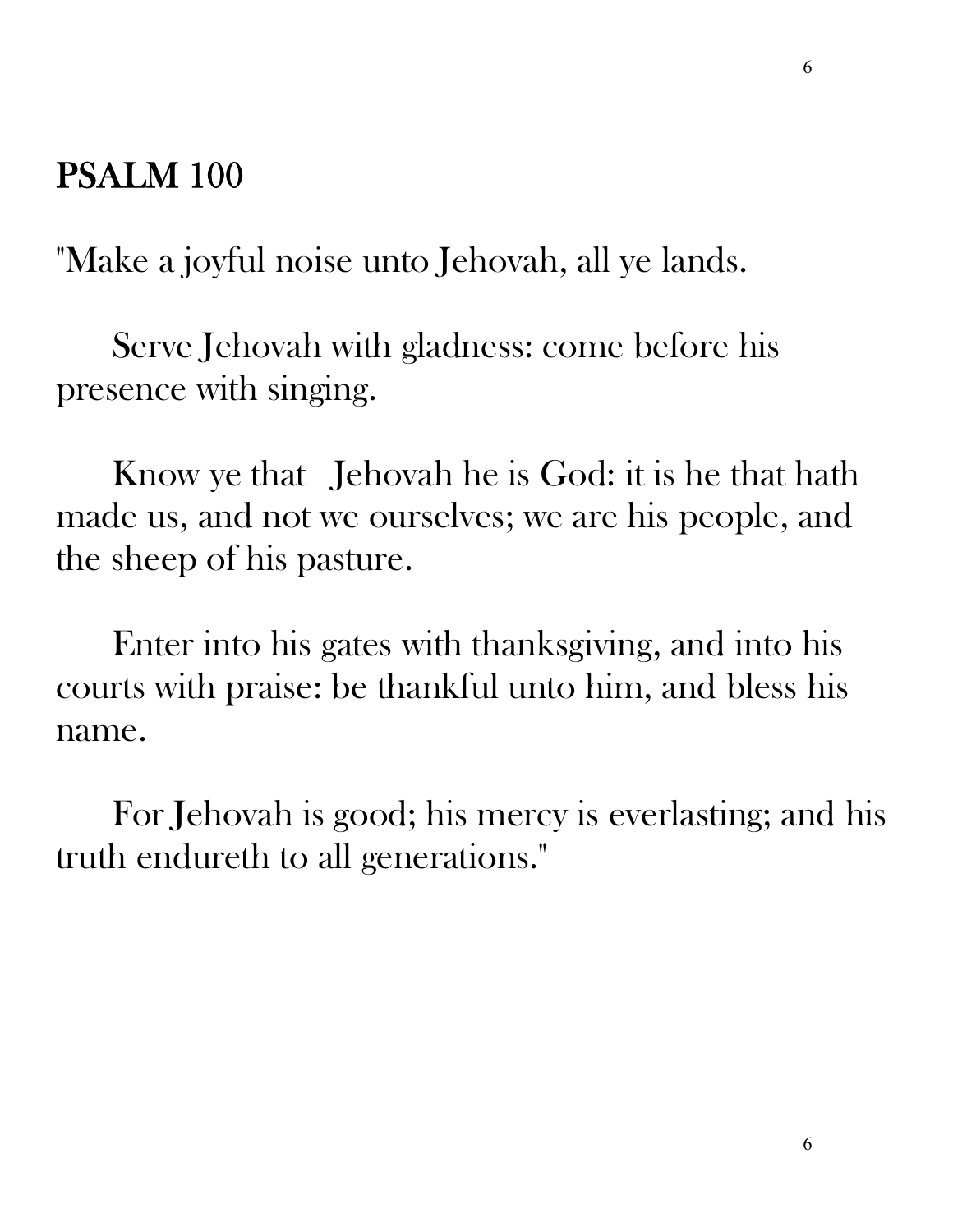## PSALM 100

"Make a joyful noise unto Jehovah, all ye lands.

Serve Jehovah with gladness: come before his presence with singing.

Know ye that Jehovah he is God: it is he that hath made us, and not we ourselves; we are his people, and the sheep of his pasture.

Enter into his gates with thanksgiving, and into his courts with praise: be thankful unto him, and bless his name.

For Jehovah is good; his mercy is everlasting; and his truth endureth to all generations."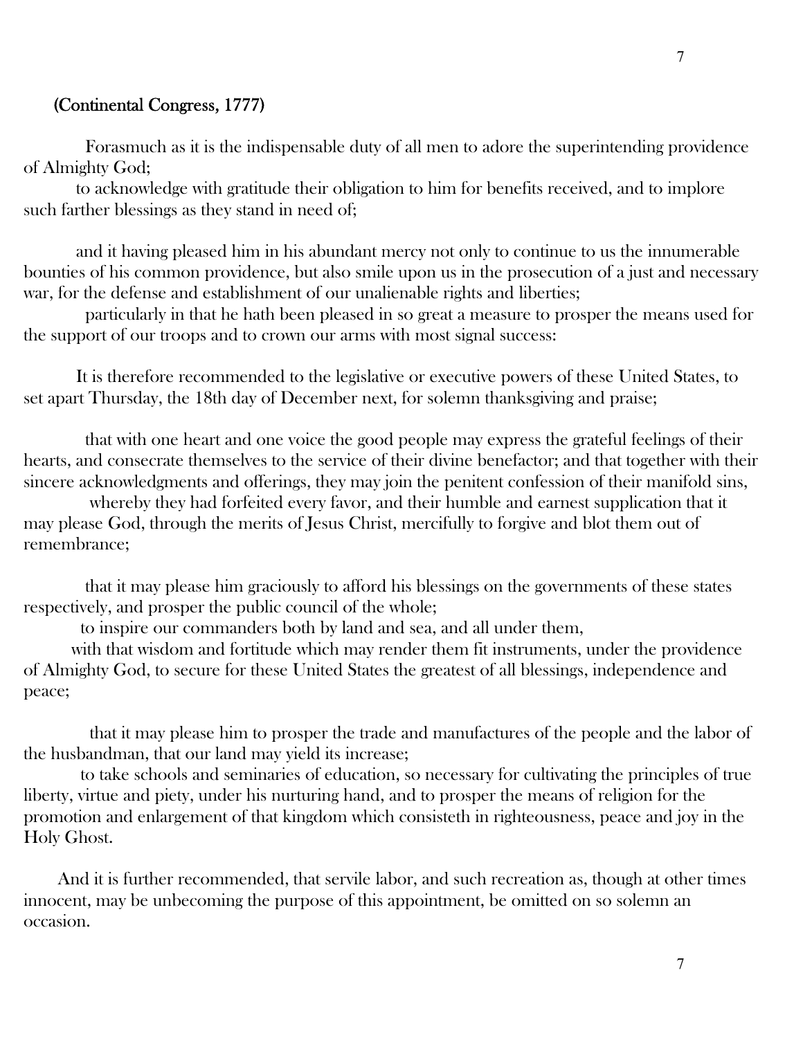(Continental Congress, 1777)

Forasmuch as it is the indispensable duty of all men to adore the superintending providence of Almighty God;

to acknowledge with gratitude their obligation to him for benefits received, and to implore such farther blessings as they stand in need of;

and it having pleased him in his abundant mercy not only to continue to us the innumerable bounties of his common providence, but also smile upon us in the prosecution of a just and necessary war, for the defense and establishment of our unalienable rights and liberties;

particularly in that he hath been pleased in so great a measure to prosper the means used for the support of our troops and to crown our arms with most signal success:

It is therefore recommended to the legislative or executive powers of these United States, to set apart Thursday, the 18th day of December next, for solemn thanksgiving and praise;

that with one heart and one voice the good people may express the grateful feelings of their hearts, and consecrate themselves to the service of their divine benefactor; and that together with their sincere acknowledgments and offerings, they may join the penitent confession of their manifold sins,

whereby they had forfeited every favor, and their humble and earnest supplication that it may please God, through the merits of Jesus Christ, mercifully to forgive and blot them out of remembrance;

that it may please him graciously to afford his blessings on the governments of these states respectively, and prosper the public council of the whole;

to inspire our commanders both by land and sea, and all under them,

with that wisdom and fortitude which may render them fit instruments, under the providence of Almighty God, to secure for these United States the greatest of all blessings, independence and peace;

that it may please him to prosper the trade and manufactures of the people and the labor of the husbandman, that our land may yield its increase;

to take schools and seminaries of education, so necessary for cultivating the principles of true liberty, virtue and piety, under his nurturing hand, and to prosper the means of religion for the promotion and enlargement of that kingdom which consisteth in righteousness, peace and joy in the Holy Ghost.

And it is further recommended, that servile labor, and such recreation as, though at other times innocent, may be unbecoming the purpose of this appointment, be omitted on so solemn an occasion.